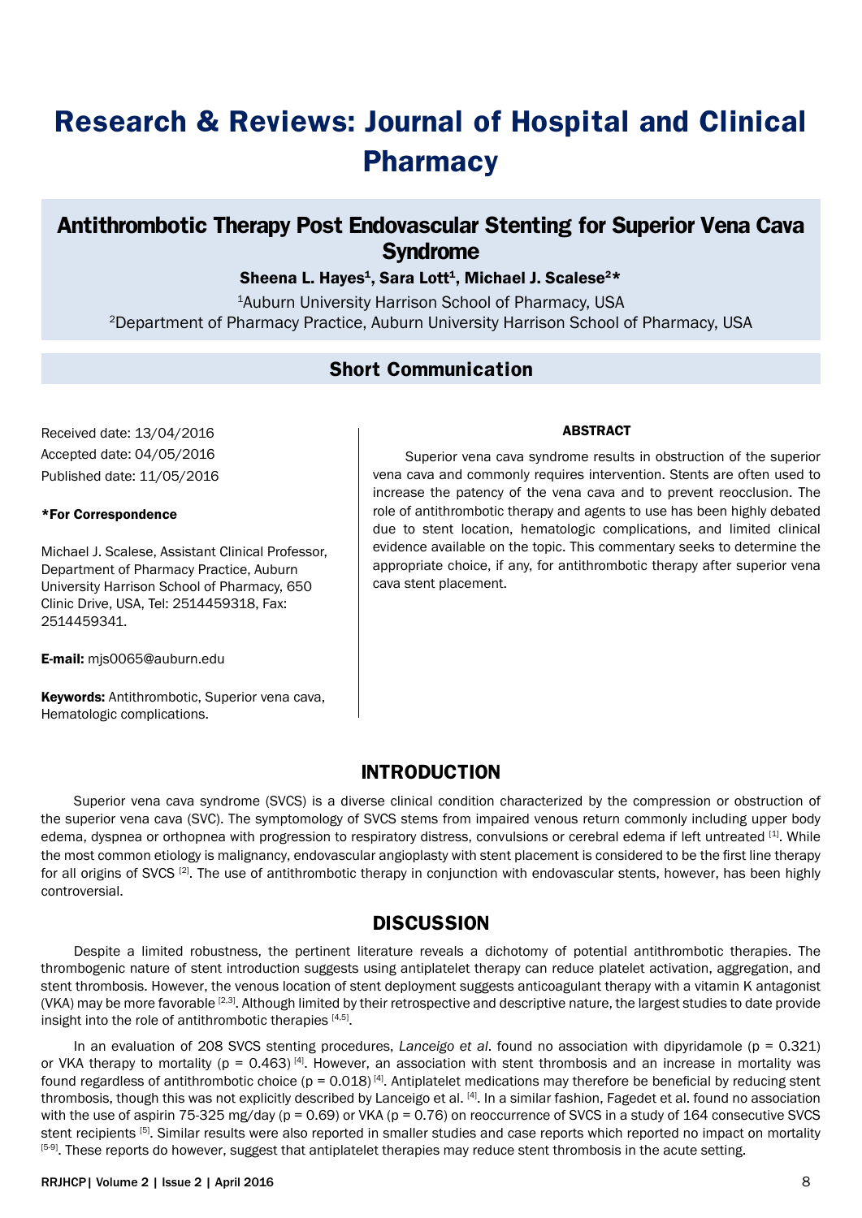# Research & Reviews: Journal of Hospital and Clinical Pharmacy

## Antithrombotic Therapy Post Endovascular Stenting for Superior Vena Cava Syndrome

**Sheena L. Hayes[1], Sara Lott[1], Michael J. Scalese[2]***

[1]Auburn University Harrison School of Pharmacy, USA

[2]Department of Pharmacy Practice, Auburn University Harrison School of Pharmacy, USA

### Short Communication

Received date: 13/04/2016

Accepted date: 04/05/2016

Published date: 11/05/2016

***For Correspondence**

Michael J. Scalese, Assistant Clinical Professor, Department of Pharmacy Practice, Auburn University Harrison School of Pharmacy, 650 Clinic Drive, USA, Tel: 2514459318, Fax: 2514459341.

**E-mail:** mjs0065@auburn.edu

**Keywords:** Antithrombotic, Superior vena cava, Hematologic complications.

#### ABSTRACT

Superior vena cava syndrome results in obstruction of the superior vena cava and commonly requires intervention. Stents are often used to increase the patency of the vena cava and to prevent reocclusion. The role of antithrombotic therapy and agents to use has been highly debated due to stent location, hematologic complications, and limited clinical evidence available on the topic. This commentary seeks to determine the appropriate choice, if any, for antithrombotic therapy after superior vena cava stent placement.

## INTRODUCTION

Superior vena cava syndrome (SVCS) is a diverse clinical condition characterized by the compression or obstruction of the superior vena cava (SVC). The symptomology of SVCS stems from impaired venous return commonly including upper body edema, dyspnea or orthopnea with progression to respiratory distress, convulsions or cerebral edema if left untreated [1]. While the most common etiology is malignancy, endovascular angioplasty with stent placement is considered to be the first line therapy for all origins of SVCS [2]. The use of antithrombotic therapy in conjunction with endovascular stents, however, has been highly controversial.

## DISCUSSION

Despite a limited robustness, the pertinent literature reveals a dichotomy of potential antithrombotic therapies. The thrombogenic nature of stent introduction suggests using antiplatelet therapy can reduce platelet activation, aggregation, and stent thrombosis. However, the venous location of stent deployment suggests anticoagulant therapy with a vitamin K antagonist (VKA) may be more favorable [2,3]. Although limited by their retrospective and descriptive nature, the largest studies to date provide insight into the role of antithrombotic therapies [4,5].

In an evaluation of 208 SVCS stenting procedures, *Lanceigo et al*. found no association with dipyridamole ($p = 0.321$) or VKA therapy to mortality ($p = 0.463$) [4]. However, an association with stent thrombosis and an increase in mortality was found regardless of antithrombotic choice ($p = 0.018$) [4]. Antiplatelet medications may therefore be beneficial by reducing stent thrombosis, though this was not explicitly described by Lanceigo et al. [4]. In a similar fashion, Fagedet et al. found no association with the use of aspirin 75-325 mg/day ($p = 0.69$) or VKA ($p = 0.76$) on reoccurrence of SVCS in a study of 164 consecutive SVCS stent recipients [5]. Similar results were also reported in smaller studies and case reports which reported no impact on mortality [5-9]. These reports do however, suggest that antiplatelet therapies may reduce stent thrombosis in the acute setting.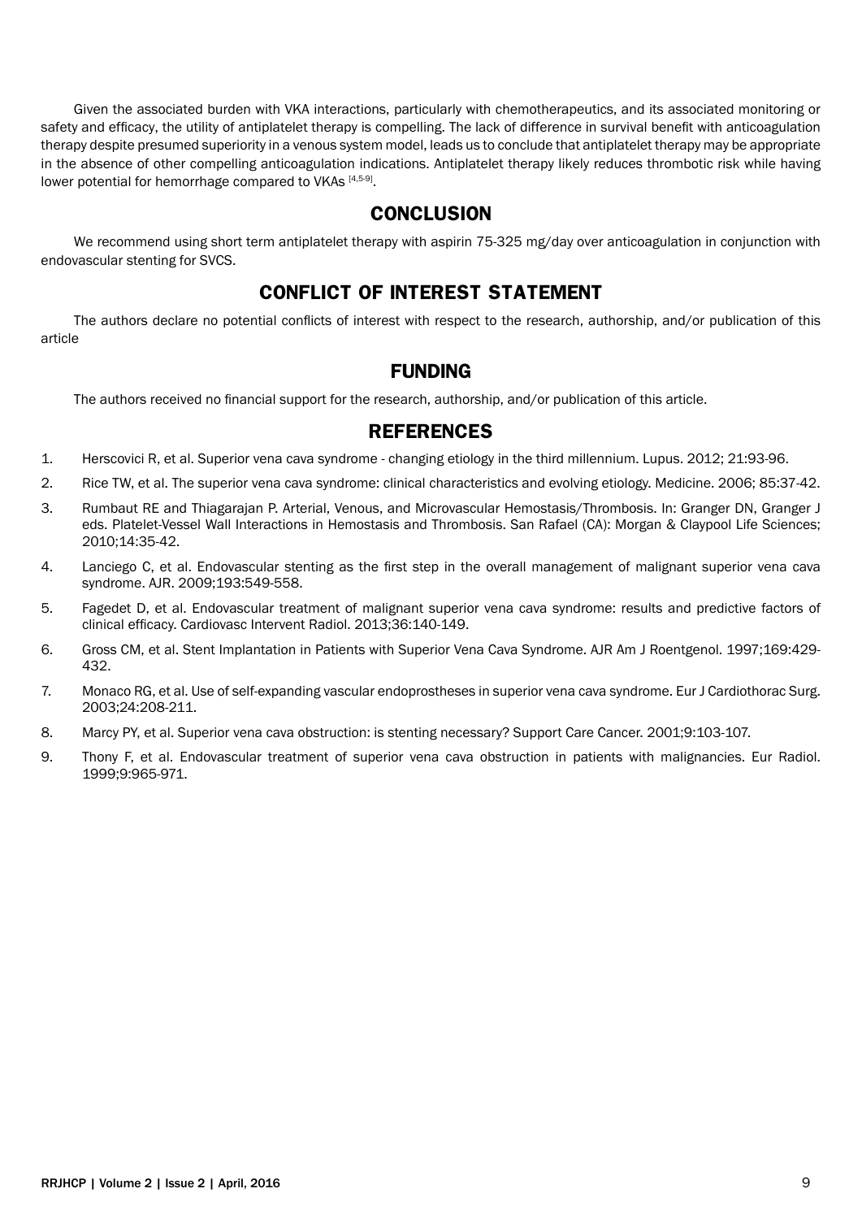Given the associated burden with VKA interactions, particularly with chemotherapeutics, and its associated monitoring or safety and efficacy, the utility of antiplatelet therapy is compelling. The lack of difference in survival benefit with anticoagulation therapy despite presumed superiority in a venous system model, leads us to conclude that antiplatelet therapy may be appropriate in the absence of other compelling anticoagulation indications. Antiplatelet therapy likely reduces thrombotic risk while having lower potential for hemorrhage compared to VKAs [4,5-9].

## CONCLUSION

We recommend using short term antiplatelet therapy with aspirin 75-325 mg/day over anticoagulation in conjunction with endovascular stenting for SVCS.

## CONFLICT OF INTEREST STATEMENT

The authors declare no potential conflicts of interest with respect to the research, authorship, and/or publication of this article

## FUNDING

The authors received no financial support for the research, authorship, and/or publication of this article.

## REFERENCES

1. Herscovici R, et al. Superior vena cava syndrome - changing etiology in the third millennium. Lupus. 2012; 21:93-96.
2. Rice TW, et al. The superior vena cava syndrome: clinical characteristics and evolving etiology. Medicine. 2006; 85:37-42.
3. Rumbaut RE and Thiagarajan P. Arterial, Venous, and Microvascular Hemostasis/Thrombosis. In: Granger DN, Granger J eds. Platelet-Vessel Wall Interactions in Hemostasis and Thrombosis. San Rafael (CA): Morgan & Claypool Life Sciences; 2010;14:35-42.
4. Lanciego C, et al. Endovascular stenting as the first step in the overall management of malignant superior vena cava syndrome. AJR. 2009;193:549-558.
5. Fagedet D, et al. Endovascular treatment of malignant superior vena cava syndrome: results and predictive factors of clinical efficacy. Cardiovasc Intervent Radiol. 2013;36:140-149.
6. Gross CM, et al. Stent Implantation in Patients with Superior Vena Cava Syndrome. AJR Am J Roentgenol. 1997;169:429-432.
7. Monaco RG, et al. Use of self-expanding vascular endoprostheses in superior vena cava syndrome. Eur J Cardiothorac Surg. 2003;24:208-211.
8. Marcy PY, et al. Superior vena cava obstruction: is stenting necessary? Support Care Cancer. 2001;9:103-107.
9. Thony F, et al. Endovascular treatment of superior vena cava obstruction in patients with malignancies. Eur Radiol. 1999;9:965-971.